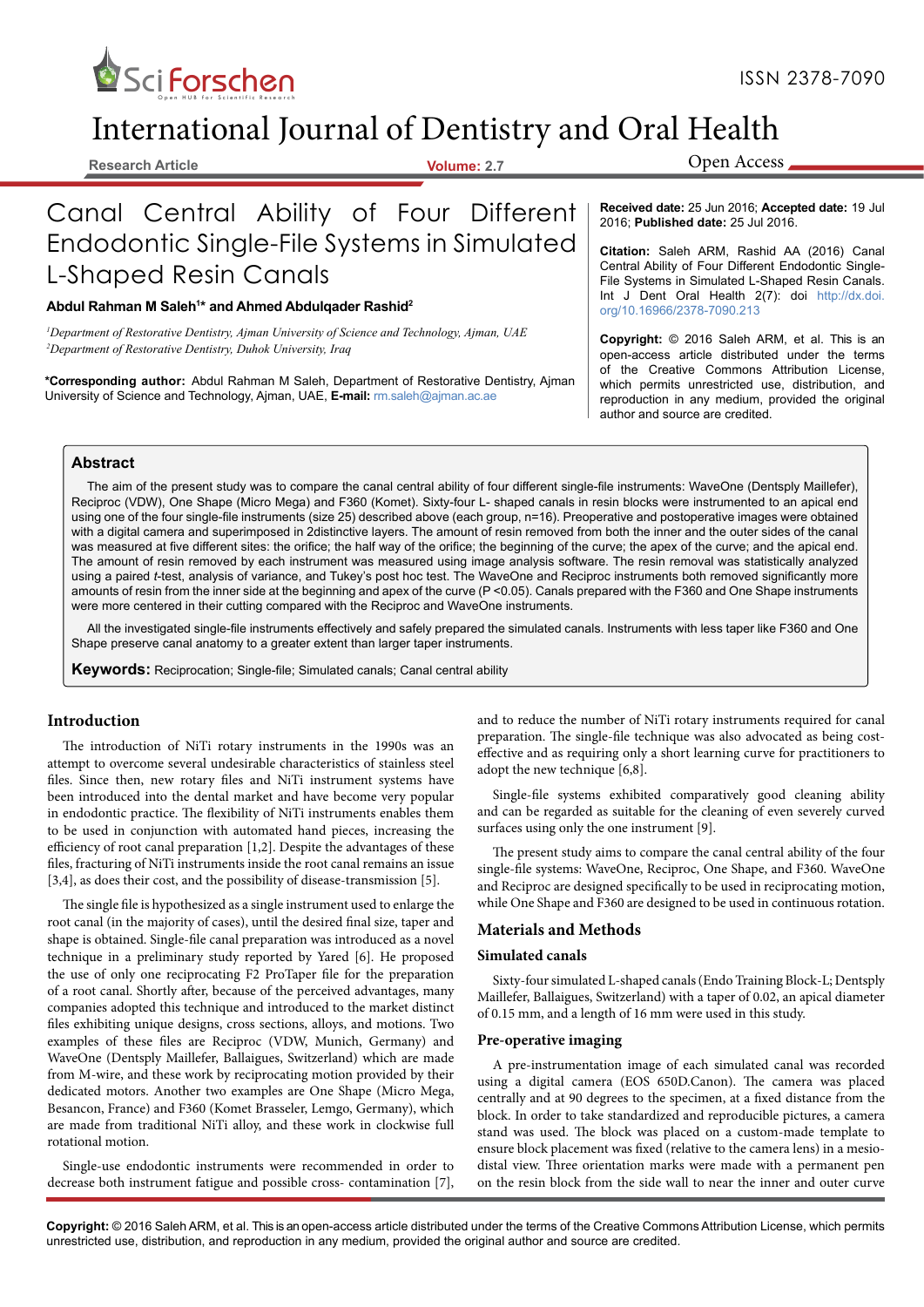# Canal Central Ability of Four Different Endodontic Single-File Systems in Simulated L-Shaped Resin Canals

**Abdul Rahman M Saleh[1]* and Ahmed Abdulqader Rashid[2]**

[1]*Department of Restorative Dentistry, Ajman University of Science and Technology, Ajman, UAE*
[2]*Department of Restorative Dentistry, Duhok University, Iraq*

**\*Corresponding author:** Abdul Rahman M Saleh, Department of Restorative Dentistry, Ajman University of Science and Technology, Ajman, UAE, **E-mail:** rm.saleh@ajman.ac.ae

**Received date:** 25 Jun 2016; **Accepted date:** 19 Jul 2016; **Published date:** 25 Jul 2016.

**Citation:** Saleh ARM, Rashid AA (2016) Canal Central Ability of Four Different Endodontic Single-File Systems in Simulated L-Shaped Resin Canals. Int J Dent Oral Health 2(7): doi http://dx.doi.org/10.16966/2378-7090.213

**Copyright:** © 2016 Saleh ARM, et al. This is an open-access article distributed under the terms of the Creative Commons Attribution License, which permits unrestricted use, distribution, and reproduction in any medium, provided the original author and source are credited.

## Abstract

The aim of the present study was to compare the canal central ability of four different single-file instruments: WaveOne (Dentsply Maillefer), Reciproc (VDW), One Shape (Micro Mega) and F360 (Komet). Sixty-four L- shaped canals in resin blocks were instrumented to an apical end using one of the four single-file instruments (size 25) described above (each group, n=16). Preoperative and postoperative images were obtained with a digital camera and superimposed in 2distinctive layers. The amount of resin removed from both the inner and the outer sides of the canal was measured at five different sites: the orifice; the half way of the orifice; the beginning of the curve; the apex of the curve; and the apical end. The amount of resin removed by each instrument was measured using image analysis software. The resin removal was statistically analyzed using a paired *t*-test, analysis of variance, and Tukey's post hoc test. The WaveOne and Reciproc instruments both removed significantly more amounts of resin from the inner side at the beginning and apex of the curve ($P < 0.05$). Canals prepared with the F360 and One Shape instruments were more centered in their cutting compared with the Reciproc and WaveOne instruments.

All the investigated single-file instruments effectively and safely prepared the simulated canals. Instruments with less taper like F360 and One Shape preserve canal anatomy to a greater extent than larger taper instruments.

**Keywords:** Reciprocation; Single-file; Simulated canals; Canal central ability

## Introduction

The introduction of NiTi rotary instruments in the 1990s was an attempt to overcome several undesirable characteristics of stainless steel files. Since then, new rotary files and NiTi instrument systems have been introduced into the dental market and have become very popular in endodontic practice. The flexibility of NiTi instruments enables them to be used in conjunction with automated hand pieces, increasing the efficiency of root canal preparation [1,2]. Despite the advantages of these files, fracturing of NiTi instruments inside the root canal remains an issue [3,4], as does their cost, and the possibility of disease-transmission [5].

The single file is hypothesized as a single instrument used to enlarge the root canal (in the majority of cases), until the desired final size, taper and shape is obtained. Single-file canal preparation was introduced as a novel technique in a preliminary study reported by Yared [6]. He proposed the use of only one reciprocating F2 ProTaper file for the preparation of a root canal. Shortly after, because of the perceived advantages, many companies adopted this technique and introduced to the market distinct files exhibiting unique designs, cross sections, alloys, and motions. Two examples of these files are Reciproc (VDW, Munich, Germany) and WaveOne (Dentsply Maillefer, Ballaigues, Switzerland) which are made from M-wire, and these work by reciprocating motion provided by their dedicated motors. Another two examples are One Shape (Micro Mega, Besancon, France) and F360 (Komet Brasseler, Lemgo, Germany), which are made from traditional NiTi alloy, and these work in clockwise full rotational motion.

Single-use endodontic instruments were recommended in order to decrease both instrument fatigue and possible cross- contamination [7], and to reduce the number of NiTi rotary instruments required for canal preparation. The single-file technique was also advocated as being cost-effective and as requiring only a short learning curve for practitioners to adopt the new technique [6,8].

Single-file systems exhibited comparatively good cleaning ability and can be regarded as suitable for the cleaning of even severely curved surfaces using only the one instrument [9].

The present study aims to compare the canal central ability of the four single-file systems: WaveOne, Reciproc, One Shape, and F360. WaveOne and Reciproc are designed specifically to be used in reciprocating motion, while One Shape and F360 are designed to be used in continuous rotation.

## Materials and Methods

### Simulated canals

Sixty-four simulated L-shaped canals (Endo Training Block-L; Dentsply Maillefer, Ballaigues, Switzerland) with a taper of 0.02, an apical diameter of 0.15 mm, and a length of 16 mm were used in this study.

### Pre-operative imaging

A pre-instrumentation image of each simulated canal was recorded using a digital camera (EOS 650D.Canon). The camera was placed centrally and at 90 degrees to the specimen, at a fixed distance from the block. In order to take standardized and reproducible pictures, a camera stand was used. The block was placed on a custom-made template to ensure block placement was fixed (relative to the camera lens) in a mesio-distal view. Three orientation marks were made with a permanent pen on the resin block from the side wall to near the inner and outer curve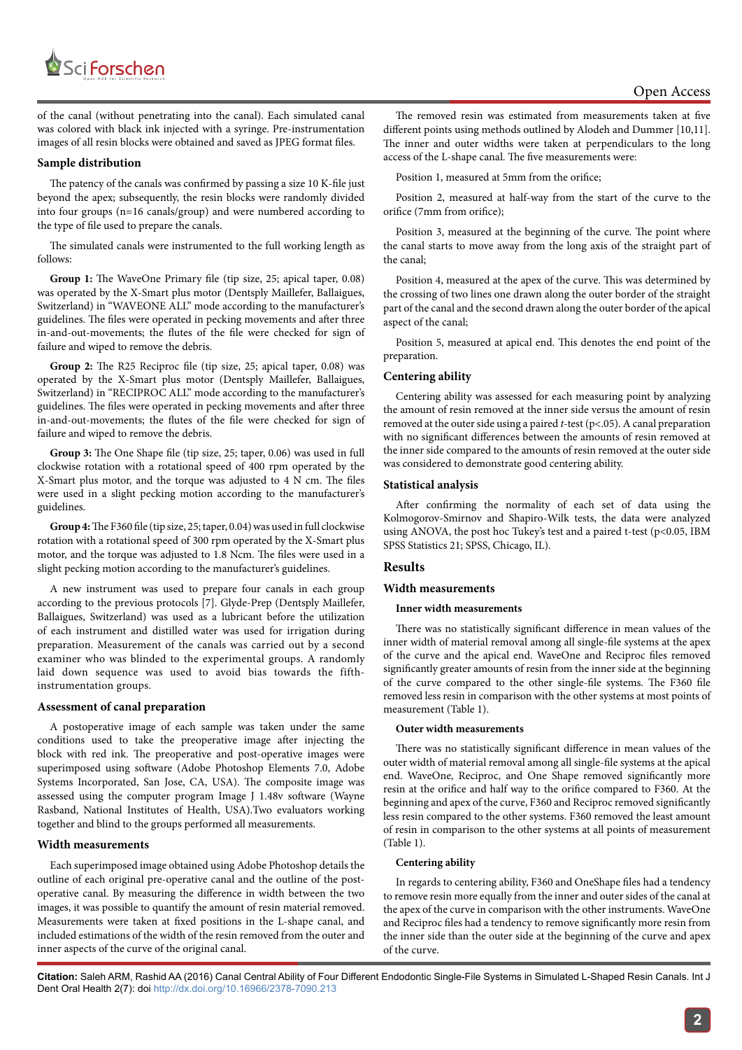of the canal (without penetrating into the canal). Each simulated canal was colored with black ink injected with a syringe. Pre-instrumentation images of all resin blocks were obtained and saved as JPEG format files.

### Sample distribution

The patency of the canals was confirmed by passing a size 10 K-file just beyond the apex; subsequently, the resin blocks were randomly divided into four groups (n=16 canals/group) and were numbered according to the type of file used to prepare the canals.

The simulated canals were instrumented to the full working length as follows:

**Group 1:** The WaveOne Primary file (tip size, 25; apical taper, 0.08) was operated by the X-Smart plus motor (Dentsply Maillefer, Ballaigues, Switzerland) in "WAVEONE ALL" mode according to the manufacturer's guidelines. The files were operated in pecking movements and after three in-and-out-movements; the flutes of the file were checked for sign of failure and wiped to remove the debris.

**Group 2:** The R25 Reciproc file (tip size, 25; apical taper, 0.08) was operated by the X-Smart plus motor (Dentsply Maillefer, Ballaigues, Switzerland) in "RECIPROC ALL" mode according to the manufacturer's guidelines. The files were operated in pecking movements and after three in-and-out-movements; the flutes of the file were checked for sign of failure and wiped to remove the debris.

**Group 3:** The One Shape file (tip size, 25; taper, 0.06) was used in full clockwise rotation with a rotational speed of 400 rpm operated by the X-Smart plus motor, and the torque was adjusted to 4 N cm. The files were used in a slight pecking motion according to the manufacturer's guidelines.

**Group 4:** The F360 file (tip size, 25; taper, 0.04) was used in full clockwise rotation with a rotational speed of 300 rpm operated by the X-Smart plus motor, and the torque was adjusted to 1.8 Ncm. The files were used in a slight pecking motion according to the manufacturer's guidelines.

A new instrument was used to prepare four canals in each group according to the previous protocols [7]. Glyde-Prep (Dentsply Maillefer, Ballaigues, Switzerland) was used as a lubricant before the utilization of each instrument and distilled water was used for irrigation during preparation. Measurement of the canals was carried out by a second examiner who was blinded to the experimental groups. A randomly laid down sequence was used to avoid bias towards the fifth-instrumentation groups.

### Assessment of canal preparation

A postoperative image of each sample was taken under the same conditions used to take the preoperative image after injecting the block with red ink. The preoperative and post-operative images were superimposed using software (Adobe Photoshop Elements 7.0, Adobe Systems Incorporated, San Jose, CA, USA). The composite image was assessed using the computer program Image J 1.48v software (Wayne Rasband, National Institutes of Health, USA).Two evaluators working together and blind to the groups performed all measurements.

### Width measurements

Each superimposed image obtained using Adobe Photoshop details the outline of each original pre-operative canal and the outline of the post-operative canal. By measuring the difference in width between the two images, it was possible to quantify the amount of resin material removed. Measurements were taken at fixed positions in the L-shape canal, and included estimations of the width of the resin removed from the outer and inner aspects of the curve of the original canal.

The removed resin was estimated from measurements taken at five different points using methods outlined by Alodeh and Dummer [10,11]. The inner and outer widths were taken at perpendiculars to the long access of the L-shape canal. The five measurements were:

Position 1, measured at 5mm from the orifice;

Position 2, measured at half-way from the start of the curve to the orifice (7mm from orifice);

Position 3, measured at the beginning of the curve. The point where the canal starts to move away from the long axis of the straight part of the canal;

Position 4, measured at the apex of the curve. This was determined by the crossing of two lines one drawn along the outer border of the straight part of the canal and the second drawn along the outer border of the apical aspect of the canal;

Position 5, measured at apical end. This denotes the end point of the preparation.

### Centering ability

Centering ability was assessed for each measuring point by analyzing the amount of resin removed at the inner side versus the amount of resin removed at the outer side using a paired *t*-test ($p<.05$). A canal preparation with no significant differences between the amounts of resin removed at the inner side compared to the amounts of resin removed at the outer side was considered to demonstrate good centering ability.

### Statistical analysis

After confirming the normality of each set of data using the Kolmogorov-Smirnov and Shapiro-Wilk tests, the data were analyzed using ANOVA, the post hoc Tukey's test and a paired t-test ($p<0.05$, IBM SPSS Statistics 21; SPSS, Chicago, IL).

## Results

### Width measurements

#### Inner width measurements

There was no statistically significant difference in mean values of the inner width of material removal among all single-file systems at the apex of the curve and the apical end. WaveOne and Reciproc files removed significantly greater amounts of resin from the inner side at the beginning of the curve compared to the other single-file systems. The F360 file removed less resin in comparison with the other systems at most points of measurement (Table 1).

#### Outer width measurements

There was no statistically significant difference in mean values of the outer width of material removal among all single-file systems at the apical end. WaveOne, Reciproc, and One Shape removed significantly more resin at the orifice and half way to the orifice compared to F360. At the beginning and apex of the curve, F360 and Reciproc removed significantly less resin compared to the other systems. F360 removed the least amount of resin in comparison to the other systems at all points of measurement (Table 1).

#### Centering ability

In regards to centering ability, F360 and OneShape files had a tendency to remove resin more equally from the inner and outer sides of the canal at the apex of the curve in comparison with the other instruments. WaveOne and Reciproc files had a tendency to remove significantly more resin from the inner side than the outer side at the beginning of the curve and apex of the curve.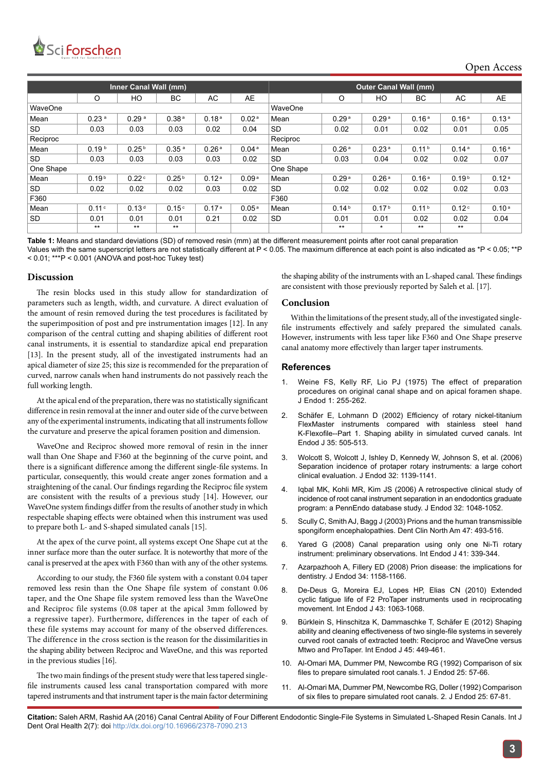| Inner Canal Wall (mm) | | | | | | Outer Canal Wall (mm) | | | | | |
|---|---|---|---|---|---|---|---|---|---|---|---|
| | O | HO | BC | AC | AE | | O | HO | BC | AC | AE |
| WaveOne | | | | | | WaveOne | | | | | |
| Mean | $0.23^{a}$ | $0.29^{a}$ | $0.38^{a}$ | $0.18^{a}$ | $0.02^{a}$ | Mean | $0.29^{a}$ | $0.29^{a}$ | $0.16^{a}$ | $0.16^{a}$ | $0.13^{a}$ |
| SD | 0.03 | 0.03 | 0.03 | 0.02 | 0.04 | SD | 0.02 | 0.01 | 0.02 | 0.01 | 0.05 |
| Reciproc | | | | | | Reciproc | | | | | |
| Mean | $0.19^{b}$ | $0.25^{b}$ | $0.35^{a}$ | $0.26^{a}$ | $0.04^{a}$ | Mean | $0.26^{a}$ | $0.23^{a}$ | $0.11^{b}$ | $0.14^{a}$ | $0.16^{a}$ |
| SD | 0.03 | 0.03 | 0.03 | 0.03 | 0.02 | SD | 0.03 | 0.04 | 0.02 | 0.02 | 0.07 |
| One Shape | | | | | | One Shape | | | | | |
| Mean | $0.19^{b}$ | $0.22^{c}$ | $0.25^{b}$ | $0.12^{a}$ | $0.09^{a}$ | Mean | $0.29^{a}$ | $0.26^{a}$ | $0.16^{a}$ | $0.19^{b}$ | $0.12^{a}$ |
| SD | 0.02 | 0.02 | 0.02 | 0.03 | 0.02 | SD | 0.02 | 0.02 | 0.02 | 0.02 | 0.03 |
| F360 | | | | | | F360 | | | | | |
| Mean | $0.11^{c}$ | $0.13^{d}$ | $0.15^{c}$ | $0.17^{a}$ | $0.05^{a}$ | Mean | $0.14^{b}$ | $0.17^{b}$ | $0.11^{b}$ | $0.12^{c}$ | $0.10^{a}$ |
| SD | 0.01 | 0.01 | 0.01 | 0.21 | 0.02 | SD | 0.01 | 0.01 | 0.02 | 0.02 | 0.04 |
| | ** | ** | ** | | | | ** | * | ** | ** | |

**Table 1:** Means and standard deviations (SD) of removed resin (mm) at the different measurement points after root canal preparation
Values with the same superscript letters are not statistically different at $P < 0.05$. The maximum difference at each point is also indicated as *$P < 0.05$; **$P < 0.01$; ***$P < 0.001$ (ANOVA and post-hoc Tukey test)

## Discussion

The resin blocks used in this study allow for standardization of parameters such as length, width, and curvature. A direct evaluation of the amount of resin removed during the test procedures is facilitated by the superimposition of post and pre instrumentation images [12]. In any comparison of the central cutting and shaping abilities of different root canal instruments, it is essential to standardize apical end preparation [13]. In the present study, all of the investigated instruments had an apical diameter of size 25; this size is recommended for the preparation of curved, narrow canals when hand instruments do not passively reach the full working length.

At the apical end of the preparation, there was no statistically significant difference in resin removal at the inner and outer side of the curve between any of the experimental instruments, indicating that all instruments follow the curvature and preserve the apical foramen position and dimension.

WaveOne and Reciproc showed more removal of resin in the inner wall than One Shape and F360 at the beginning of the curve point, and there is a significant difference among the different single-file systems. In particular, consequently, this would create danger zones formation and a straightening of the canal. Our findings regarding the Reciproc file system are consistent with the results of a previous study [14]. However, our WaveOne system findings differ from the results of another study in which respectable shaping effects were obtained when this instrument was used to prepare both L- and S-shaped simulated canals [15].

At the apex of the curve point, all systems except One Shape cut at the inner surface more than the outer surface. It is noteworthy that more of the canal is preserved at the apex with F360 than with any of the other systems.

According to our study, the F360 file system with a constant 0.04 taper removed less resin than the One Shape file system of constant 0.06 taper, and the One Shape file system removed less than the WaveOne and Reciproc file systems (0.08 taper at the apical 3mm followed by a regressive taper). Furthermore, differences in the taper of each of these file systems may account for many of the observed differences. The difference in the cross section is the reason for the dissimilarities in the shaping ability between Reciproc and WaveOne, and this was reported in the previous studies [16].

The two main findings of the present study were that less tapered single-file instruments caused less canal transportation compared with more tapered instruments and that instrument taper is the main factor determining the shaping ability of the instruments with an L-shaped canal. These findings are consistent with those previously reported by Saleh et al. [17].

## Conclusion

Within the limitations of the present study, all of the investigated single-file instruments effectively and safely prepared the simulated canals. However, instruments with less taper like F360 and One Shape preserve canal anatomy more effectively than larger taper instruments.

## References

1. Weine FS, Kelly RF, Lio PJ (1975) The effect of preparation procedures on original canal shape and on apical foramen shape. J Endod 1: 255-262.
2. Schäfer E, Lohmann D (2002) Efficiency of rotary nickel-titanium FlexMaster instruments compared with stainless steel hand K-Flexofile--Part 1. Shaping ability in simulated curved canals. Int Endod J 35: 505-513.
3. Wolcott S, Wolcott J, Ishley D, Kennedy W, Johnson S, et al. (2006) Separation incidence of protaper rotary instruments: a large cohort clinical evaluation. J Endod 32: 1139-1141.
4. Iqbal MK, Kohli MR, Kim JS (2006) A retrospective clinical study of incidence of root canal instrument separation in an endodontics graduate program: a PennEndo database study. J Endod 32: 1048-1052.
5. Scully C, Smith AJ, Bagg J (2003) Prions and the human transmissible spongiform encephalopathies. Dent Clin North Am 47: 493-516.
6. Yared G (2008) Canal preparation using only one Ni-Ti rotary instrument: preliminary observations. Int Endod J 41: 339-344.
7. Azarpazhooh A, Fillery ED (2008) Prion disease: the implications for dentistry. J Endod 34: 1158-1166.
8. De-Deus G, Moreira EJ, Lopes HP, Elias CN (2010) Extended cyclic fatigue life of F2 ProTaper instruments used in reciprocating movement. Int Endod J 43: 1063-1068.
9. Bürklein S, Hinschitza K, Dammaschke T, Schäfer E (2012) Shaping ability and cleaning effectiveness of two single-file systems in severely curved root canals of extracted teeth: Reciproc and WaveOne versus Mtwo and ProTaper. Int Endod J 45: 449-461.
10. Al-Omari MA, Dummer PM, Newcombe RG (1992) Comparison of six files to prepare simulated root canals.1. J Endod 25: 57-66.
11. Al-Omari MA, Dummer PM, Newcombe RG, Doller (1992) Comparison of six files to prepare simulated root canals. 2. J Endod 25: 67-81.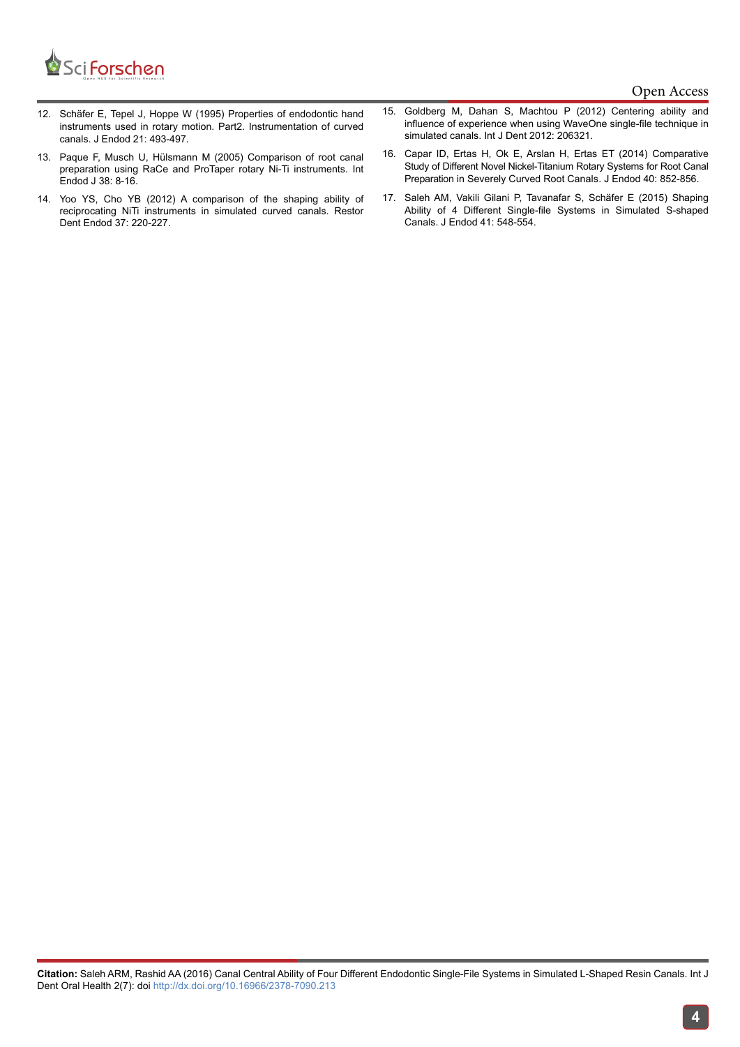12. Schäfer E, Tepel J, Hoppe W (1995) Properties of endodontic hand instruments used in rotary motion. Part2. Instrumentation of curved canals. J Endod 21: 493-497.

13. Paque F, Musch U, Hülsmann M (2005) Comparison of root canal preparation using RaCe and ProTaper rotary Ni-Ti instruments. Int Endod J 38: 8-16.

14. Yoo YS, Cho YB (2012) A comparison of the shaping ability of reciprocating NiTi instruments in simulated curved canals. Restor Dent Endod 37: 220-227.

15. Goldberg M, Dahan S, Machtou P (2012) Centering ability and influence of experience when using WaveOne single-file technique in simulated canals. Int J Dent 2012: 206321.

16. Capar ID, Ertas H, Ok E, Arslan H, Ertas ET (2014) Comparative Study of Different Novel Nickel-Titanium Rotary Systems for Root Canal Preparation in Severely Curved Root Canals. J Endod 40: 852-856.

17. Saleh AM, Vakili Gilani P, Tavanafar S, Schäfer E (2015) Shaping Ability of 4 Different Single-file Systems in Simulated S-shaped Canals. J Endod 41: 548-554.

**Citation:** Saleh ARM, Rashid AA (2016) Canal Central Ability of Four Different Endodontic Single-File Systems in Simulated L-Shaped Resin Canals. Int J Dent Oral Health 2(7): doi http://dx.doi.org/10.16966/2378-7090.213